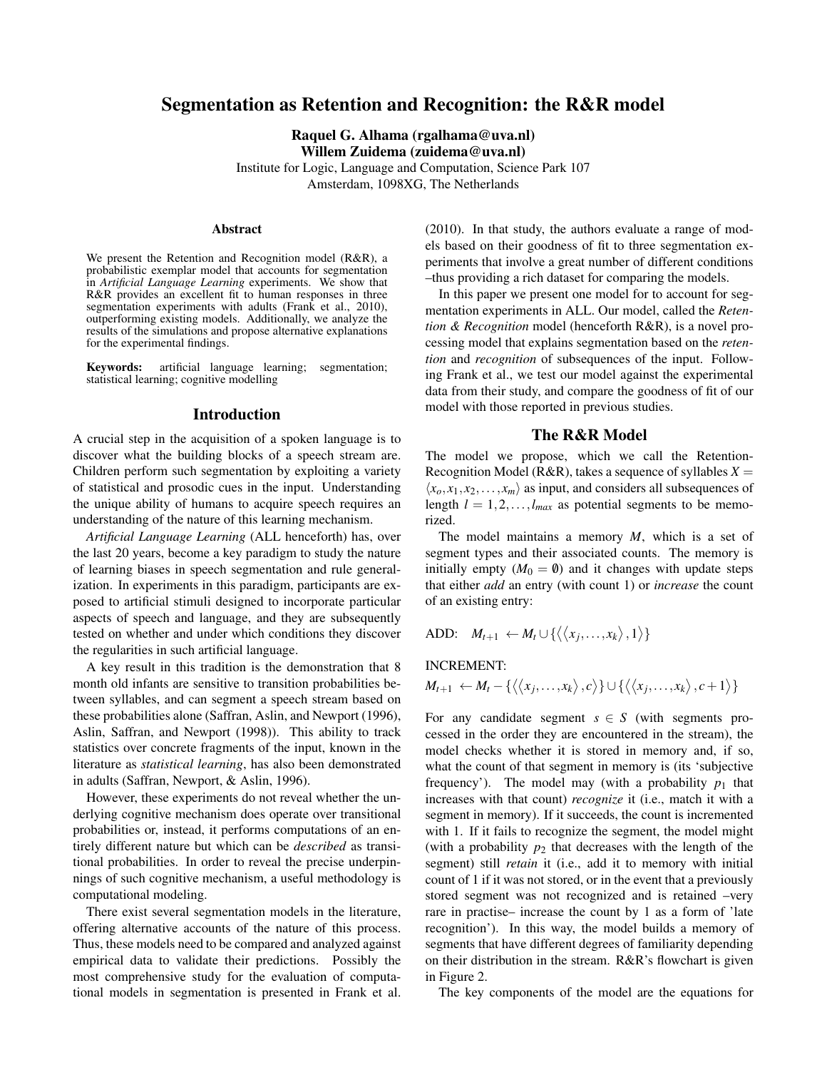# Segmentation as Retention and Recognition: the R&R model

**Raquel G. Alhama (rgalhama@uva.nl)**
**Willem Zuidema (zuidema@uva.nl)**
Institute for Logic, Language and Computation, Science Park 107
Amsterdam, 1098XG, The Netherlands

## Abstract

We present the Retention and Recognition model (R&R), a probabilistic exemplar model that accounts for segmentation in *Artificial Language Learning* experiments. We show that R&R provides an excellent fit to human responses in three segmentation experiments with adults (Frank et al., 2010), outperforming existing models. Additionally, we analyze the results of the simulations and propose alternative explanations for the experimental findings.

**Keywords:** artificial language learning; segmentation; statistical learning; cognitive modelling

## Introduction

A crucial step in the acquisition of a spoken language is to discover what the building blocks of a speech stream are. Children perform such segmentation by exploiting a variety of statistical and prosodic cues in the input. Understanding the unique ability of humans to acquire speech requires an understanding of the nature of this learning mechanism.

*Artificial Language Learning* (ALL henceforth) has, over the last 20 years, become a key paradigm to study the nature of learning biases in speech segmentation and rule generalization. In experiments in this paradigm, participants are exposed to artificial stimuli designed to incorporate particular aspects of speech and language, and they are subsequently tested on whether and under which conditions they discover the regularities in such artificial language.

A key result in this tradition is the demonstration that 8 month old infants are sensitive to transition probabilities between syllables, and can segment a speech stream based on these probabilities alone (Saffran, Aslin, and Newport (1996), Aslin, Saffran, and Newport (1998)). This ability to track statistics over concrete fragments of the input, known in the literature as *statistical learning*, has also been demonstrated in adults (Saffran, Newport, & Aslin, 1996).

However, these experiments do not reveal whether the underlying cognitive mechanism does operate over transitional probabilities or, instead, it performs computations of an entirely different nature but which can be *described* as transitional probabilities. In order to reveal the precise underpinnings of such cognitive mechanism, a useful methodology is computational modeling.

There exist several segmentation models in the literature, offering alternative accounts of the nature of this process. Thus, these models need to be compared and analyzed against empirical data to validate their predictions. Possibly the most comprehensive study for the evaluation of computational models in segmentation is presented in Frank et al. (2010). In that study, the authors evaluate a range of models based on their goodness of fit to three segmentation experiments that involve a great number of different conditions –thus providing a rich dataset for comparing the models.

In this paper we present one model for to account for segmentation experiments in ALL. Our model, called the *Retention & Recognition* model (henceforth R&R), is a novel processing model that explains segmentation based on the *retention* and *recognition* of subsequences of the input. Following Frank et al., we test our model against the experimental data from their study, and compare the goodness of fit of our model with those reported in previous studies.

## The R&R Model

The model we propose, which we call the Retention-Recognition Model (R&R), takes a sequence of syllables $X = \langle x_o, x_1, x_2, \ldots, x_m \rangle$ as input, and considers all subsequences of length $l = 1, 2, \ldots, l_{max}$ as potential segments to be memorized.

The model maintains a memory $M$, which is a set of segment types and their associated counts. The memory is initially empty ($M_0 = \emptyset$) and it changes with update steps that either *add* an entry (with count 1) or *increase* the count of an existing entry:

$$\text{ADD:} \quad M_{t+1} \leftarrow M_t \cup \{\langle\langle x_j, \ldots, x_k \rangle, 1\rangle\}$$

INCREMENT:

$$M_{t+1} \leftarrow M_t - \{\langle\langle x_j, \ldots, x_k \rangle, c\rangle\} \cup \{\langle\langle x_j, \ldots, x_k \rangle, c+1\rangle\}$$

For any candidate segment $s \in S$ (with segments processed in the order they are encountered in the stream), the model checks whether it is stored in memory and, if so, what the count of that segment in memory is (its 'subjective frequency'). The model may (with a probability $p_1$ that increases with that count) *recognize* it (i.e., match it with a segment in memory). If it succeeds, the count is incremented with 1. If it fails to recognize the segment, the model might (with a probability $p_2$ that decreases with the length of the segment) still *retain* it (i.e., add it to memory with initial count of 1 if it was not stored, or in the event that a previously stored segment was not recognized and is retained –very rare in practise– increase the count by 1 as a form of 'late recognition'). In this way, the model builds a memory of segments that have different degrees of familiarity depending on their distribution in the stream. R&R's flowchart is given in Figure 2.

The key components of the model are the equations for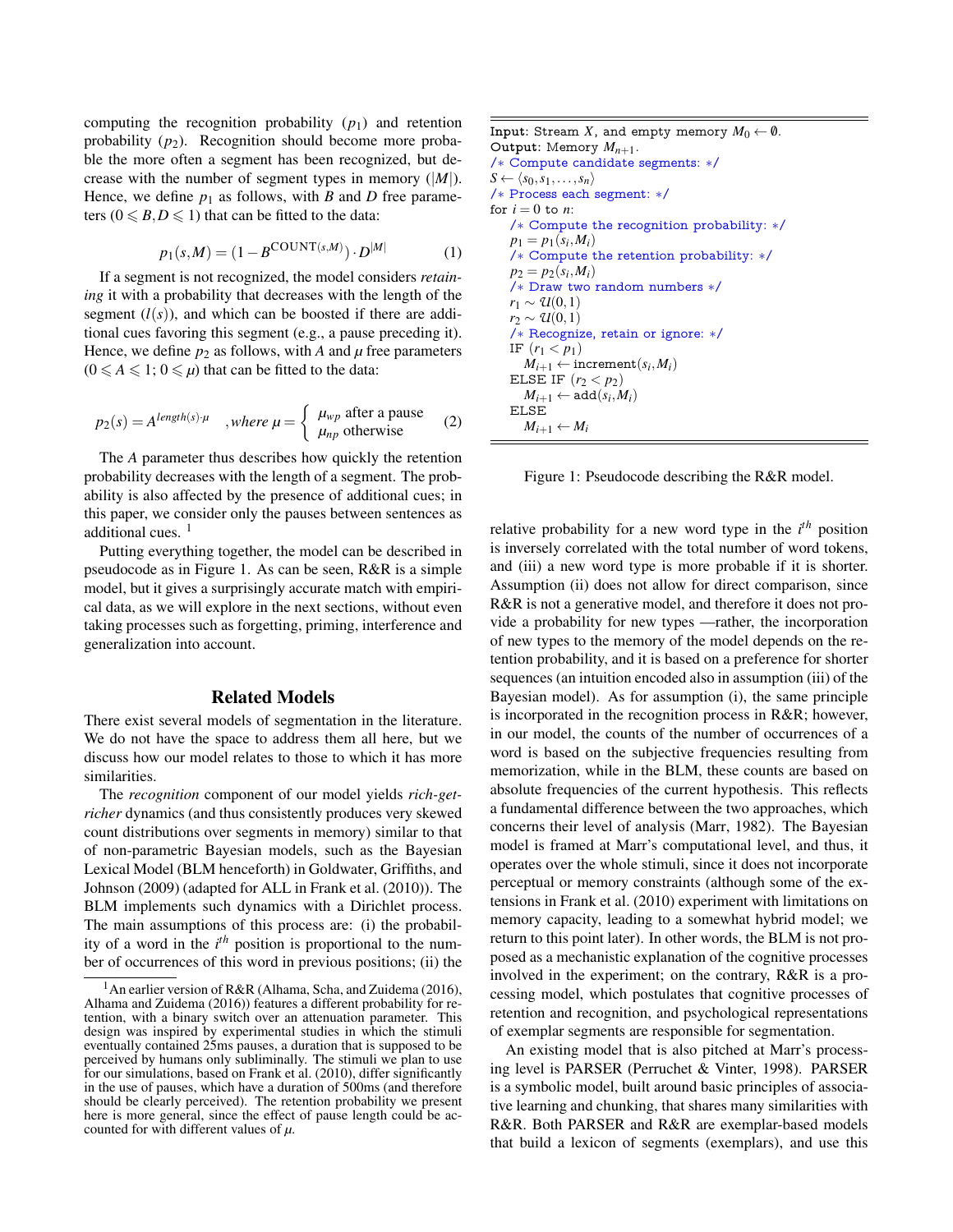computing the recognition probability ($p_1$) and retention probability ($p_2$). Recognition should become more probable the more often a segment has been recognized, but decrease with the number of segment types in memory ($|M|$). Hence, we define $p_1$ as follows, with $B$ and $D$ free parameters ($0 \leqslant B, D \leqslant 1$) that can be fitted to the data:

$$p_1(s, M) = (1 - B^{\text{COUNT}(s,M)}) \cdot D^{|M|} \quad (1)$$

If a segment is not recognized, the model considers *retaining* it with a probability that decreases with the length of the segment ($l(s)$), and which can be boosted if there are additional cues favoring this segment (e.g., a pause preceding it). Hence, we define $p_2$ as follows, with $A$ and $\mu$ free parameters ($0 \leqslant A \leqslant 1$; $0 \leqslant \mu$) that can be fitted to the data:

$$p_2(s) = A^{length(s) \cdot \mu} \quad ,where\ \mu = \begin{cases} \mu_{wp} & \text{after a pause} \\ \mu_{np} & \text{otherwise} \end{cases} \quad (2)$$

The $A$ parameter thus describes how quickly the retention probability decreases with the length of a segment. The probability is also affected by the presence of additional cues; in this paper, we consider only the pauses between sentences as additional cues. [1]

Putting everything together, the model can be described in pseudocode as in Figure 1. As can be seen, R&R is a simple model, but it gives a surprisingly accurate match with empirical data, as we will explore in the next sections, without even taking processes such as forgetting, priming, interference and generalization into account.

```
Input: Stream X, and empty memory M_0 ← ∅.
Output: Memory M_{n+1}.
/* Compute candidate segments: */
S ← ⟨s_0, s_1, ..., s_n⟩
/* Process each segment: */
for i = 0 to n:
    /* Compute the recognition probability: */
    p_1 = p_1(s_i, M_i)
    /* Compute the retention probability: */
    p_2 = p_2(s_i, M_i)
    /* Draw two random numbers */
    r_1 ~ U(0,1)
    r_2 ~ U(0,1)
    /* Recognize, retain or ignore: */
    IF (r_1 < p_1)
        M_{i+1} ← increment(s_i, M_i)
    ELSE IF (r_2 < p_2)
        M_{i+1} ← add(s_i, M_i)
    ELSE
        M_{i+1} ← M_i
```

Figure 1: Pseudocode describing the R&R model.

## Related Models

There exist several models of segmentation in the literature. We do not have the space to address them all here, but we discuss how our model relates to those to which it has more similarities.

The *recognition* component of our model yields *rich-get-richer* dynamics (and thus consistently produces very skewed count distributions over segments in memory) similar to that of non-parametric Bayesian models, such as the Bayesian Lexical Model (BLM henceforth) in Goldwater, Griffiths, and Johnson (2009) (adapted for ALL in Frank et al. (2010)). The BLM implements such dynamics with a Dirichlet process. The main assumptions of this process are: (i) the probability of a word in the $i^{th}$ position is proportional to the number of occurrences of this word in previous positions; (ii) the relative probability for a new word type in the $i^{th}$ position is inversely correlated with the total number of word tokens, and (iii) a new word type is more probable if it is shorter. Assumption (ii) does not allow for direct comparison, since R&R is not a generative model, and therefore it does not provide a probability for new types —rather, the incorporation of new types to the memory of the model depends on the retention probability, and it is based on a preference for shorter sequences (an intuition encoded also in assumption (iii) of the Bayesian model). As for assumption (i), the same principle is incorporated in the recognition process in R&R; however, in our model, the counts of the number of occurrences of a word is based on the subjective frequencies resulting from memorization, while in the BLM, these counts are based on absolute frequencies of the current hypothesis. This reflects a fundamental difference between the two approaches, which concerns their level of analysis (Marr, 1982). The Bayesian model is framed at Marr's computational level, and thus, it operates over the whole stimuli, since it does not incorporate perceptual or memory constraints (although some of the extensions in Frank et al. (2010) experiment with limitations on memory capacity, leading to a somewhat hybrid model; we return to this point later). In other words, the BLM is not proposed as a mechanistic explanation of the cognitive processes involved in the experiment; on the contrary, R&R is a processing model, which postulates that cognitive processes of retention and recognition, and psychological representations of exemplar segments are responsible for segmentation.

An existing model that is also pitched at Marr's processing level is PARSER (Perruchet & Vinter, 1998). PARSER is a symbolic model, built around basic principles of associative learning and chunking, that shares many similarities with R&R. Both PARSER and R&R are exemplar-based models that build a lexicon of segments (exemplars), and use this

[1] An earlier version of R&R (Alhama, Scha, and Zuidema (2016), Alhama and Zuidema (2016)) features a different probability for retention, with a binary switch over an attenuation parameter. This design was inspired by experimental studies in which the stimuli eventually contained 25ms pauses, a duration that is supposed to be perceived by humans only subliminally. The stimuli we plan to use for our simulations, based on Frank et al. (2010), differ significantly in the use of pauses, which have a duration of 500ms (and therefore should be clearly perceived). The retention probability we present here is more general, since the effect of pause length could be accounted for with different values of $\mu$.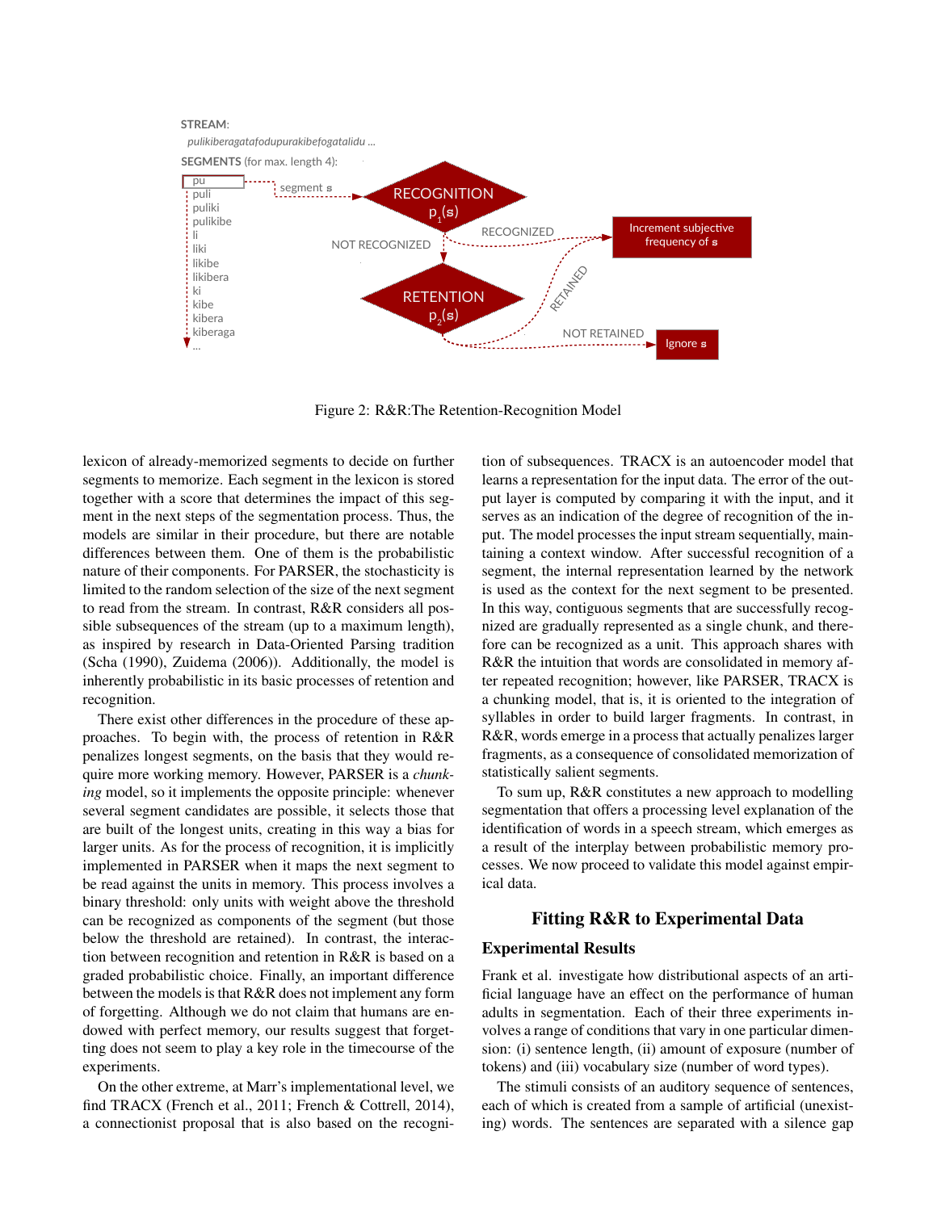Figure 2: R&R:The Retention-Recognition Model

lexicon of already-memorized segments to decide on further segments to memorize. Each segment in the lexicon is stored together with a score that determines the impact of this segment in the next steps of the segmentation process. Thus, the models are similar in their procedure, but there are notable differences between them. One of them is the probabilistic nature of their components. For PARSER, the stochasticity is limited to the random selection of the size of the next segment to read from the stream. In contrast, R&R considers all possible subsequences of the stream (up to a maximum length), as inspired by research in Data-Oriented Parsing tradition (Scha (1990), Zuidema (2006)). Additionally, the model is inherently probabilistic in its basic processes of retention and recognition.

There exist other differences in the procedure of these approaches. To begin with, the process of retention in R&R penalizes longest segments, on the basis that they would require more working memory. However, PARSER is a *chunking* model, so it implements the opposite principle: whenever several segment candidates are possible, it selects those that are built of the longest units, creating in this way a bias for larger units. As for the process of recognition, it is implicitly implemented in PARSER when it maps the next segment to be read against the units in memory. This process involves a binary threshold: only units with weight above the threshold can be recognized as components of the segment (but those below the threshold are retained). In contrast, the interaction between recognition and retention in R&R is based on a graded probabilistic choice. Finally, an important difference between the models is that R&R does not implement any form of forgetting. Although we do not claim that humans are endowed with perfect memory, our results suggest that forgetting does not seem to play a key role in the timecourse of the experiments.

On the other extreme, at Marr's implementational level, we find TRACX (French et al., 2011; French & Cottrell, 2014), a connectionist proposal that is also based on the recognition of subsequences. TRACX is an autoencoder model that learns a representation for the input data. The error of the output layer is computed by comparing it with the input, and it serves as an indication of the degree of recognition of the input. The model processes the input stream sequentially, maintaining a context window. After successful recognition of a segment, the internal representation learned by the network is used as the context for the next segment to be presented. In this way, contiguous segments that are successfully recognized are gradually represented as a single chunk, and therefore can be recognized as a unit. This approach shares with R&R the intuition that words are consolidated in memory after repeated recognition; however, like PARSER, TRACX is a chunking model, that is, it is oriented to the integration of syllables in order to build larger fragments. In contrast, in R&R, words emerge in a process that actually penalizes larger fragments, as a consequence of consolidated memorization of statistically salient segments.

To sum up, R&R constitutes a new approach to modelling segmentation that offers a processing level explanation of the identification of words in a speech stream, which emerges as a result of the interplay between probabilistic memory processes. We now proceed to validate this model against empirical data.

## Fitting R&R to Experimental Data

### Experimental Results

Frank et al. investigate how distributional aspects of an artificial language have an effect on the performance of human adults in segmentation. Each of their three experiments involves a range of conditions that vary in one particular dimension: (i) sentence length, (ii) amount of exposure (number of tokens) and (iii) vocabulary size (number of word types).

The stimuli consists of an auditory sequence of sentences, each of which is created from a sample of artificial (unexisting) words. The sentences are separated with a silence gap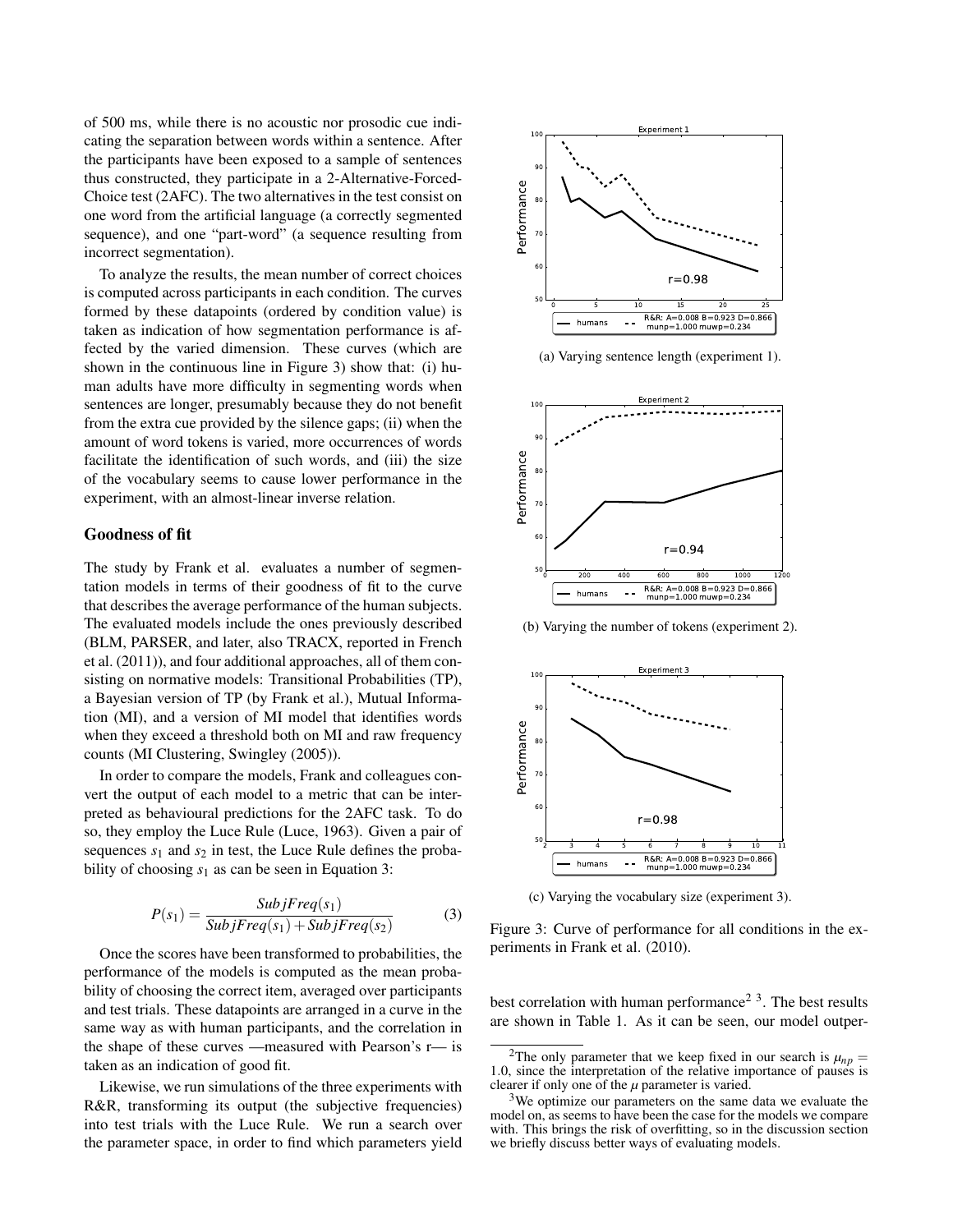of 500 ms, while there is no acoustic nor prosodic cue indicating the separation between words within a sentence. After the participants have been exposed to a sample of sentences thus constructed, they participate in a 2-Alternative-Forced-Choice test (2AFC). The two alternatives in the test consist on one word from the artificial language (a correctly segmented sequence), and one "part-word" (a sequence resulting from incorrect segmentation).

To analyze the results, the mean number of correct choices is computed across participants in each condition. The curves formed by these datapoints (ordered by condition value) is taken as indication of how segmentation performance is affected by the varied dimension. These curves (which are shown in the continuous line in Figure 3) show that: (i) human adults have more difficulty in segmenting words when sentences are longer, presumably because they do not benefit from the extra cue provided by the silence gaps; (ii) when the amount of word tokens is varied, more occurrences of words facilitate the identification of such words, and (iii) the size of the vocabulary seems to cause lower performance in the experiment, with an almost-linear inverse relation.

## Goodness of fit

The study by Frank et al. evaluates a number of segmentation models in terms of their goodness of fit to the curve that describes the average performance of the human subjects. The evaluated models include the ones previously described (BLM, PARSER, and later, also TRACX, reported in French et al. (2011)), and four additional approaches, all of them consisting on normative models: Transitional Probabilities (TP), a Bayesian version of TP (by Frank et al.), Mutual Information (MI), and a version of MI model that identifies words when they exceed a threshold both on MI and raw frequency counts (MI Clustering, Swingley (2005)).

In order to compare the models, Frank and colleagues convert the output of each model to a metric that can be interpreted as behavioural predictions for the 2AFC task. To do so, they employ the Luce Rule (Luce, 1963). Given a pair of sequences $s_1$ and $s_2$ in test, the Luce Rule defines the probability of choosing $s_1$ as can be seen in Equation 3:

$$P(s_1) = \frac{SubjFreq(s_1)}{SubjFreq(s_1) + SubjFreq(s_2)} \quad (3)$$

Once the scores have been transformed to probabilities, the performance of the models is computed as the mean probability of choosing the correct item, averaged over participants and test trials. These datapoints are arranged in a curve in the same way as with human participants, and the correlation in the shape of these curves —measured with Pearson's r— is taken as an indication of good fit.

Likewise, we run simulations of the three experiments with R&R, transforming its output (the subjective frequencies) into test trials with the Luce Rule. We run a search over the parameter space, in order to find which parameters yield best correlation with human performance[2] [3]. The best results are shown in Table 1. As it can be seen, our model outper-

(a) Varying sentence length (experiment 1).

(b) Varying the number of tokens (experiment 2).

(c) Varying the vocabulary size (experiment 3).

Figure 3: Curve of performance for all conditions in the experiments in Frank et al. (2010).

[2] The only parameter that we keep fixed in our search is $\mu_{np} = 1.0$, since the interpretation of the relative importance of pauses is clearer if only one of the $\mu$ parameter is varied.

[3] We optimize our parameters on the same data we evaluate the model on, as seems to have been the case for the models we compare with. This brings the risk of overfitting, so in the discussion section we briefly discuss better ways of evaluating models.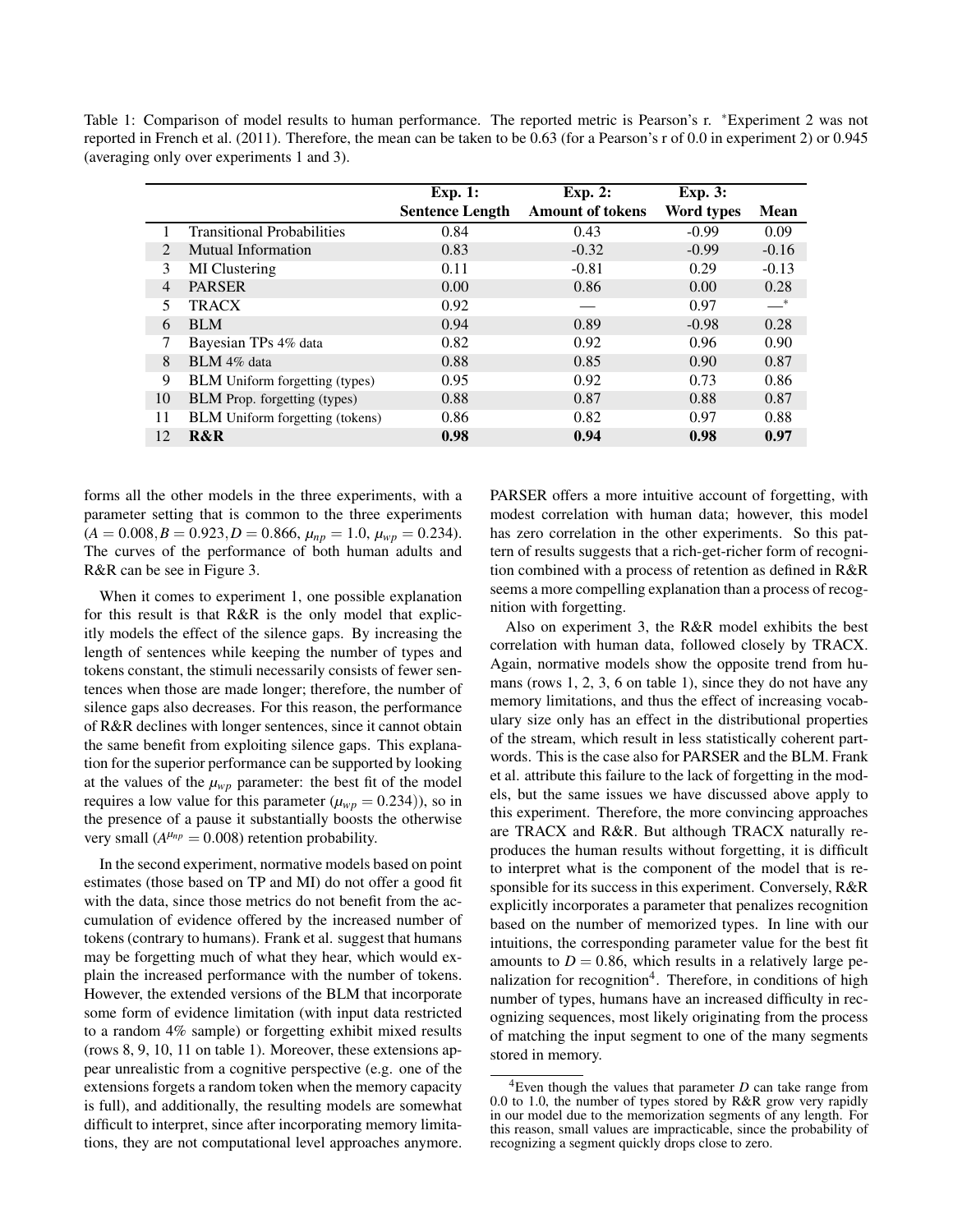Table 1: Comparison of model results to human performance. The reported metric is Pearson's r. *Experiment 2 was not reported in French et al. (2011). Therefore, the mean can be taken to be 0.63 (for a Pearson's r of 0.0 in experiment 2) or 0.945 (averaging only over experiments 1 and 3).

| | | Exp. 1: Sentence Length | Exp. 2: Amount of tokens | Exp. 3: Word types | Mean |
|---|---|---|---|---|---|
| 1 | Transitional Probabilities | 0.84 | 0.43 | -0.99 | 0.09 |
| 2 | Mutual Information | 0.83 | -0.32 | -0.99 | -0.16 |
| 3 | MI Clustering | 0.11 | -0.81 | 0.29 | -0.13 |
| 4 | PARSER | 0.00 | 0.86 | 0.00 | 0.28 |
| 5 | TRACX | 0.92 | — | 0.97 | —* |
| 6 | BLM | 0.94 | 0.89 | -0.98 | 0.28 |
| 7 | Bayesian TPs 4% data | 0.82 | 0.92 | 0.96 | 0.90 |
| 8 | BLM 4% data | 0.88 | 0.85 | 0.90 | 0.87 |
| 9 | BLM Uniform forgetting (types) | 0.95 | 0.92 | 0.73 | 0.86 |
| 10 | BLM Prop. forgetting (types) | 0.88 | 0.87 | 0.88 | 0.87 |
| 11 | BLM Uniform forgetting (tokens) | 0.86 | 0.82 | 0.97 | 0.88 |
| 12 | **R&R** | **0.98** | **0.94** | **0.98** | **0.97** |

forms all the other models in the three experiments, with a parameter setting that is common to the three experiments ($A = 0.008, B = 0.923, D = 0.866$, $\mu_{np} = 1.0$, $\mu_{wp} = 0.234$). The curves of the performance of both human adults and R&R can be see in Figure 3.

When it comes to experiment 1, one possible explanation for this result is that R&R is the only model that explicitly models the effect of the silence gaps. By increasing the length of sentences while keeping the number of types and tokens constant, the stimuli necessarily consists of fewer sentences when those are made longer; therefore, the number of silence gaps also decreases. For this reason, the performance of R&R declines with longer sentences, since it cannot obtain the same benefit from exploiting silence gaps. This explanation for the superior performance can be supported by looking at the values of the $\mu_{wp}$ parameter: the best fit of the model requires a low value for this parameter ($\mu_{wp} = 0.234$)), so in the presence of a pause it substantially boosts the otherwise very small ($A^{\mu_{np}} = 0.008$) retention probability.

In the second experiment, normative models based on point estimates (those based on TP and MI) do not offer a good fit with the data, since those metrics do not benefit from the accumulation of evidence offered by the increased number of tokens (contrary to humans). Frank et al. suggest that humans may be forgetting much of what they hear, which would explain the increased performance with the number of tokens. However, the extended versions of the BLM that incorporate some form of evidence limitation (with input data restricted to a random 4% sample) or forgetting exhibit mixed results (rows 8, 9, 10, 11 on table 1). Moreover, these extensions appear unrealistic from a cognitive perspective (e.g. one of the extensions forgets a random token when the memory capacity is full), and additionally, the resulting models are somewhat difficult to interpret, since after incorporating memory limitations, they are not computational level approaches anymore. PARSER offers a more intuitive account of forgetting, with modest correlation with human data; however, this model has zero correlation in the other experiments. So this pattern of results suggests that a rich-get-richer form of recognition combined with a process of retention as defined in R&R seems a more compelling explanation than a process of recognition with forgetting.

Also on experiment 3, the R&R model exhibits the best correlation with human data, followed closely by TRACX. Again, normative models show the opposite trend from humans (rows 1, 2, 3, 6 on table 1), since they do not have any memory limitations, and thus the effect of increasing vocabulary size only has an effect in the distributional properties of the stream, which result in less statistically coherent partwords. This is the case also for PARSER and the BLM. Frank et al. attribute this failure to the lack of forgetting in the models, but the same issues we have discussed above apply to this experiment. Therefore, the more convincing approaches are TRACX and R&R. But although TRACX naturally reproduces the human results without forgetting, it is difficult to interpret what is the component of the model that is responsible for its success in this experiment. Conversely, R&R explicitly incorporates a parameter that penalizes recognition based on the number of memorized types. In line with our intuitions, the corresponding parameter value for the best fit amounts to $D = 0.86$, which results in a relatively large penalization for recognition[4]. Therefore, in conditions of high number of types, humans have an increased difficulty in recognizing sequences, most likely originating from the process of matching the input segment to one of the many segments stored in memory.

[4]Even though the values that parameter $D$ can take range from 0.0 to 1.0, the number of types stored by R&R grow very rapidly in our model due to the memorization segments of any length. For this reason, small values are impracticable, since the probability of recognizing a segment quickly drops close to zero.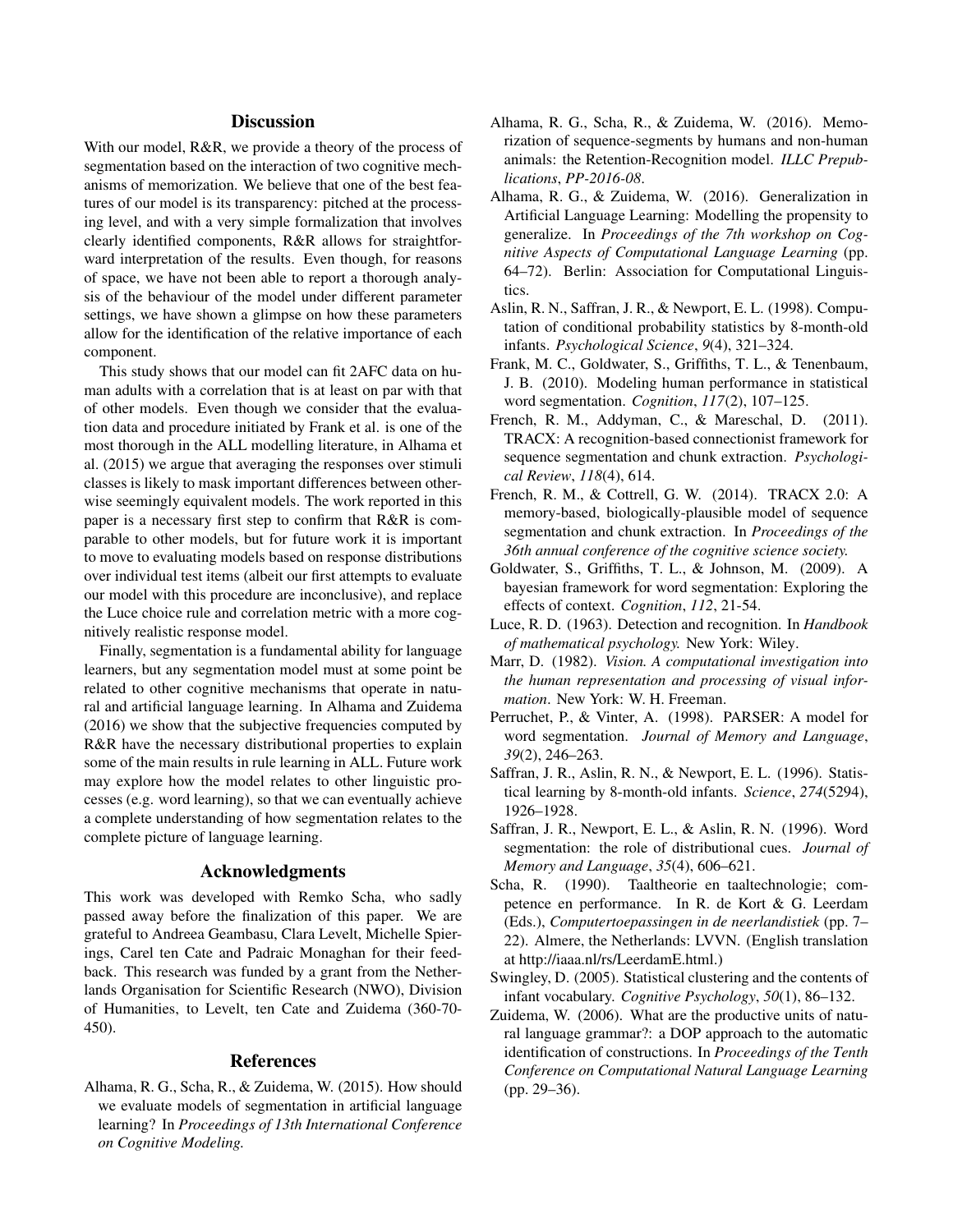## Discussion

With our model, R&R, we provide a theory of the process of segmentation based on the interaction of two cognitive mechanisms of memorization. We believe that one of the best features of our model is its transparency: pitched at the processing level, and with a very simple formalization that involves clearly identified components, R&R allows for straightforward interpretation of the results. Even though, for reasons of space, we have not been able to report a thorough analysis of the behaviour of the model under different parameter settings, we have shown a glimpse on how these parameters allow for the identification of the relative importance of each component.

This study shows that our model can fit 2AFC data on human adults with a correlation that is at least on par with that of other models. Even though we consider that the evaluation data and procedure initiated by Frank et al. is one of the most thorough in the ALL modelling literature, in Alhama et al. (2015) we argue that averaging the responses over stimuli classes is likely to mask important differences between otherwise seemingly equivalent models. The work reported in this paper is a necessary first step to confirm that R&R is comparable to other models, but for future work it is important to move to evaluating models based on response distributions over individual test items (albeit our first attempts to evaluate our model with this procedure are inconclusive), and replace the Luce choice rule and correlation metric with a more cognitively realistic response model.

Finally, segmentation is a fundamental ability for language learners, but any segmentation model must at some point be related to other cognitive mechanisms that operate in natural and artificial language learning. In Alhama and Zuidema (2016) we show that the subjective frequencies computed by R&R have the necessary distributional properties to explain some of the main results in rule learning in ALL. Future work may explore how the model relates to other linguistic processes (e.g. word learning), so that we can eventually achieve a complete understanding of how segmentation relates to the complete picture of language learning.

## Acknowledgments

This work was developed with Remko Scha, who sadly passed away before the finalization of this paper. We are grateful to Andreea Geambasu, Clara Levelt, Michelle Spierings, Carel ten Cate and Padraic Monaghan for their feedback. This research was funded by a grant from the Netherlands Organisation for Scientific Research (NWO), Division of Humanities, to Levelt, ten Cate and Zuidema (360-70-450).

## References

Alhama, R. G., Scha, R., & Zuidema, W. (2015). How should we evaluate models of segmentation in artificial language learning? In *Proceedings of 13th International Conference on Cognitive Modeling.*

Alhama, R. G., Scha, R., & Zuidema, W. (2016). Memorization of sequence-segments by humans and non-human animals: the Retention-Recognition model. *ILLC Prepublications*, *PP-2016-08*.

Alhama, R. G., & Zuidema, W. (2016). Generalization in Artificial Language Learning: Modelling the propensity to generalize. In *Proceedings of the 7th workshop on Cognitive Aspects of Computational Language Learning* (pp. 64–72). Berlin: Association for Computational Linguistics.

Aslin, R. N., Saffran, J. R., & Newport, E. L. (1998). Computation of conditional probability statistics by 8-month-old infants. *Psychological Science*, *9*(4), 321–324.

Frank, M. C., Goldwater, S., Griffiths, T. L., & Tenenbaum, J. B. (2010). Modeling human performance in statistical word segmentation. *Cognition*, *117*(2), 107–125.

French, R. M., Addyman, C., & Mareschal, D. (2011). TRACX: A recognition-based connectionist framework for sequence segmentation and chunk extraction. *Psychological Review*, *118*(4), 614.

French, R. M., & Cottrell, G. W. (2014). TRACX 2.0: A memory-based, biologically-plausible model of sequence segmentation and chunk extraction. In *Proceedings of the 36th annual conference of the cognitive science society.*

Goldwater, S., Griffiths, T. L., & Johnson, M. (2009). A bayesian framework for word segmentation: Exploring the effects of context. *Cognition*, *112*, 21-54.

Luce, R. D. (1963). Detection and recognition. In *Handbook of mathematical psychology.* New York: Wiley.

Marr, D. (1982). *Vision. A computational investigation into the human representation and processing of visual information*. New York: W. H. Freeman.

Perruchet, P., & Vinter, A. (1998). PARSER: A model for word segmentation. *Journal of Memory and Language*, *39*(2), 246–263.

Saffran, J. R., Aslin, R. N., & Newport, E. L. (1996). Statistical learning by 8-month-old infants. *Science*, *274*(5294), 1926–1928.

Saffran, J. R., Newport, E. L., & Aslin, R. N. (1996). Word segmentation: the role of distributional cues. *Journal of Memory and Language*, *35*(4), 606–621.

Scha, R. (1990). Taaltheorie en taaltechnologie; competence en performance. In R. de Kort & G. Leerdam (Eds.), *Computertoepassingen in de neerlandistiek* (pp. 7–22). Almere, the Netherlands: LVVN. (English translation at http://iaaa.nl/rs/LeerdamE.html.)

Swingley, D. (2005). Statistical clustering and the contents of infant vocabulary. *Cognitive Psychology*, *50*(1), 86–132.

Zuidema, W. (2006). What are the productive units of natural language grammar?: a DOP approach to the automatic identification of constructions. In *Proceedings of the Tenth Conference on Computational Natural Language Learning* (pp. 29–36).